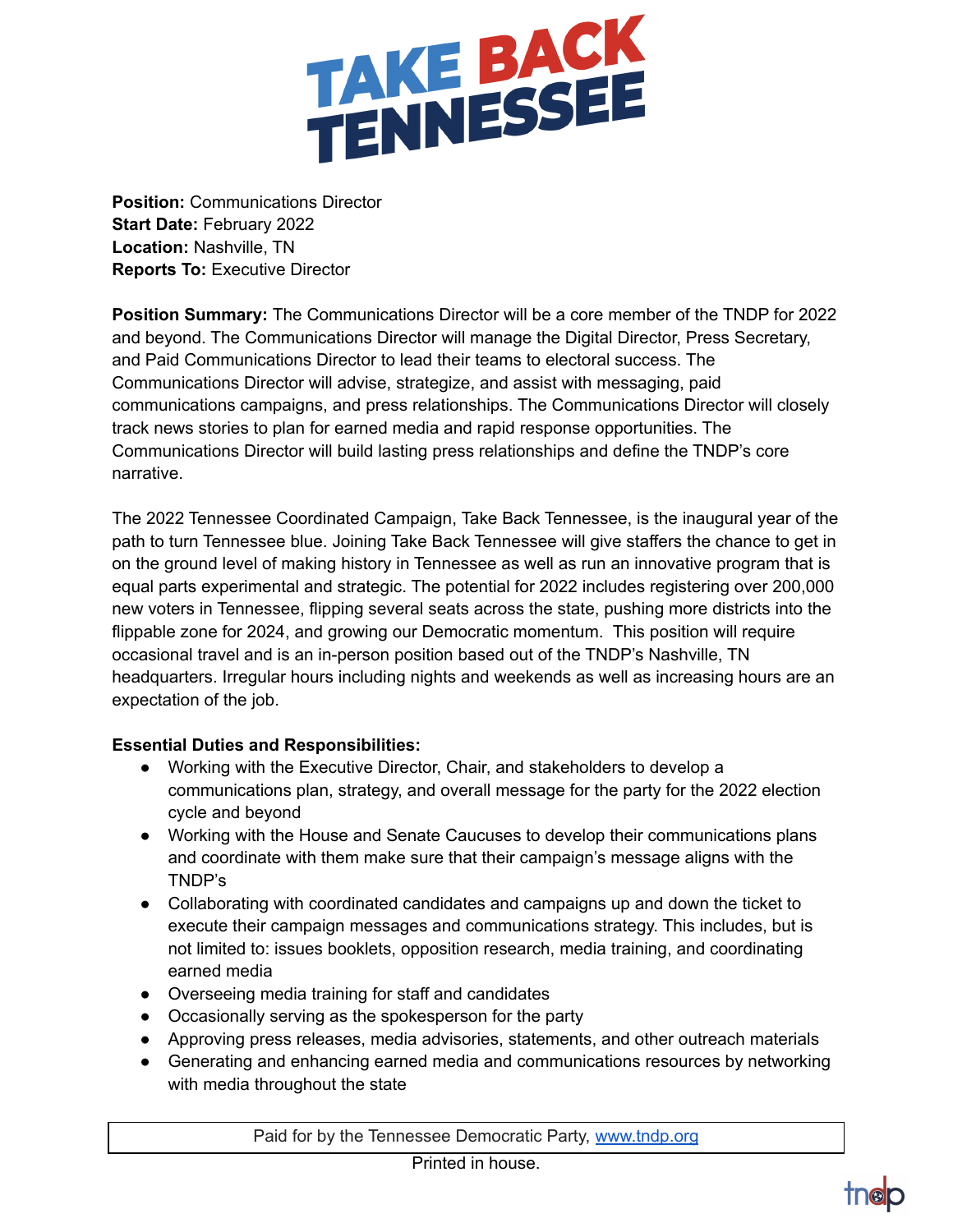# TAKE BACK TENNESSEE

**Position:** Communications Director
**Start Date:** February 2022
**Location:** Nashville, TN
**Reports To:** Executive Director

**Position Summary:** The Communications Director will be a core member of the TNDP for 2022 and beyond. The Communications Director will manage the Digital Director, Press Secretary, and Paid Communications Director to lead their teams to electoral success. The Communications Director will advise, strategize, and assist with messaging, paid communications campaigns, and press relationships. The Communications Director will closely track news stories to plan for earned media and rapid response opportunities. The Communications Director will build lasting press relationships and define the TNDP's core narrative.

The 2022 Tennessee Coordinated Campaign, Take Back Tennessee, is the inaugural year of the path to turn Tennessee blue. Joining Take Back Tennessee will give staffers the chance to get in on the ground level of making history in Tennessee as well as run an innovative program that is equal parts experimental and strategic. The potential for 2022 includes registering over 200,000 new voters in Tennessee, flipping several seats across the state, pushing more districts into the flippable zone for 2024, and growing our Democratic momentum. This position will require occasional travel and is an in-person position based out of the TNDP's Nashville, TN headquarters. Irregular hours including nights and weekends as well as increasing hours are an expectation of the job.

**Essential Duties and Responsibilities:**

- Working with the Executive Director, Chair, and stakeholders to develop a communications plan, strategy, and overall message for the party for the 2022 election cycle and beyond
- Working with the House and Senate Caucuses to develop their communications plans and coordinate with them make sure that their campaign's message aligns with the TNDP's
- Collaborating with coordinated candidates and campaigns up and down the ticket to execute their campaign messages and communications strategy. This includes, but is not limited to: issues booklets, opposition research, media training, and coordinating earned media
- Overseeing media training for staff and candidates
- Occasionally serving as the spokesperson for the party
- Approving press releases, media advisories, statements, and other outreach materials
- Generating and enhancing earned media and communications resources by networking with media throughout the state

Paid for by the Tennessee Democratic Party, www.tndp.org

Printed in house.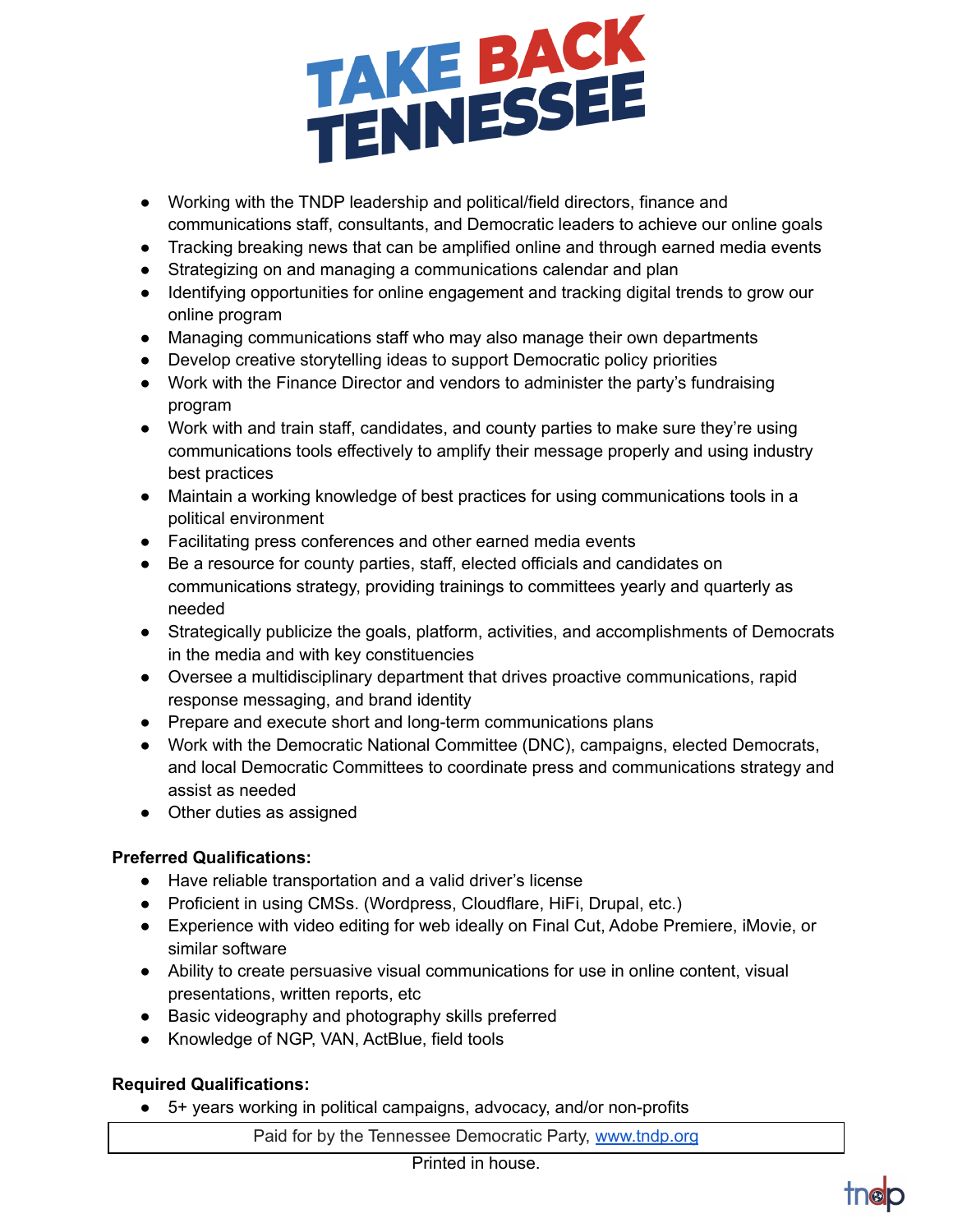- Working with the TNDP leadership and political/field directors, finance and communications staff, consultants, and Democratic leaders to achieve our online goals
- Tracking breaking news that can be amplified online and through earned media events
- Strategizing on and managing a communications calendar and plan
- Identifying opportunities for online engagement and tracking digital trends to grow our online program
- Managing communications staff who may also manage their own departments
- Develop creative storytelling ideas to support Democratic policy priorities
- Work with the Finance Director and vendors to administer the party's fundraising program
- Work with and train staff, candidates, and county parties to make sure they're using communications tools effectively to amplify their message properly and using industry best practices
- Maintain a working knowledge of best practices for using communications tools in a political environment
- Facilitating press conferences and other earned media events
- Be a resource for county parties, staff, elected officials and candidates on communications strategy, providing trainings to committees yearly and quarterly as needed
- Strategically publicize the goals, platform, activities, and accomplishments of Democrats in the media and with key constituencies
- Oversee a multidisciplinary department that drives proactive communications, rapid response messaging, and brand identity
- Prepare and execute short and long-term communications plans
- Work with the Democratic National Committee (DNC), campaigns, elected Democrats, and local Democratic Committees to coordinate press and communications strategy and assist as needed
- Other duties as assigned

**Preferred Qualifications:**

- Have reliable transportation and a valid driver's license
- Proficient in using CMSs. (Wordpress, Cloudflare, HiFi, Drupal, etc.)
- Experience with video editing for web ideally on Final Cut, Adobe Premiere, iMovie, or similar software
- Ability to create persuasive visual communications for use in online content, visual presentations, written reports, etc
- Basic videography and photography skills preferred
- Knowledge of NGP, VAN, ActBlue, field tools

**Required Qualifications:**

- 5+ years working in political campaigns, advocacy, and/or non-profits

Paid for by the Tennessee Democratic Party, www.tndp.org

Printed in house.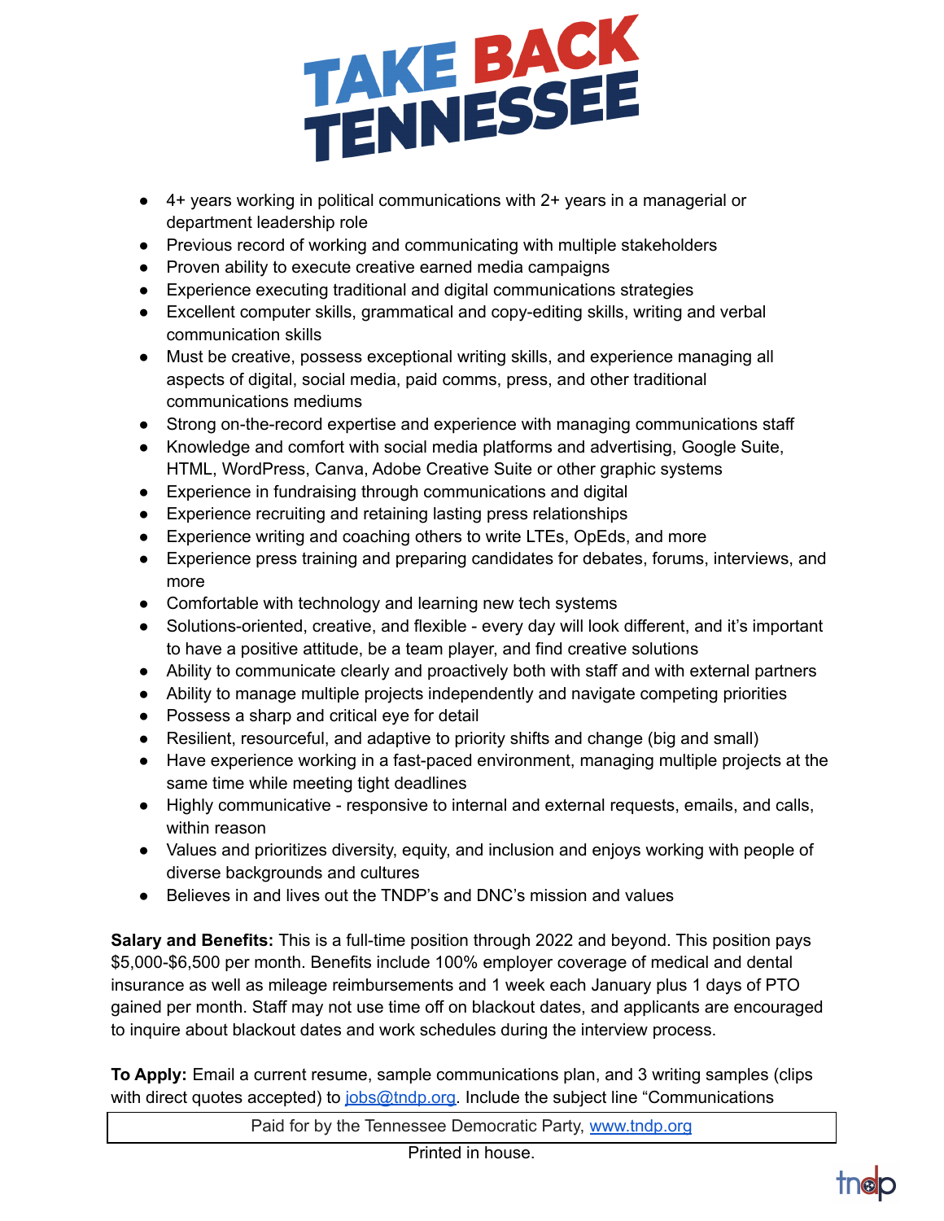TAKE BACK TENNESSEE

- 4+ years working in political communications with 2+ years in a managerial or department leadership role
- Previous record of working and communicating with multiple stakeholders
- Proven ability to execute creative earned media campaigns
- Experience executing traditional and digital communications strategies
- Excellent computer skills, grammatical and copy-editing skills, writing and verbal communication skills
- Must be creative, possess exceptional writing skills, and experience managing all aspects of digital, social media, paid comms, press, and other traditional communications mediums
- Strong on-the-record expertise and experience with managing communications staff
- Knowledge and comfort with social media platforms and advertising, Google Suite, HTML, WordPress, Canva, Adobe Creative Suite or other graphic systems
- Experience in fundraising through communications and digital
- Experience recruiting and retaining lasting press relationships
- Experience writing and coaching others to write LTEs, OpEds, and more
- Experience press training and preparing candidates for debates, forums, interviews, and more
- Comfortable with technology and learning new tech systems
- Solutions-oriented, creative, and flexible - every day will look different, and it's important to have a positive attitude, be a team player, and find creative solutions
- Ability to communicate clearly and proactively both with staff and with external partners
- Ability to manage multiple projects independently and navigate competing priorities
- Possess a sharp and critical eye for detail
- Resilient, resourceful, and adaptive to priority shifts and change (big and small)
- Have experience working in a fast-paced environment, managing multiple projects at the same time while meeting tight deadlines
- Highly communicative - responsive to internal and external requests, emails, and calls, within reason
- Values and prioritizes diversity, equity, and inclusion and enjoys working with people of diverse backgrounds and cultures
- Believes in and lives out the TNDP's and DNC's mission and values

**Salary and Benefits:** This is a full-time position through 2022 and beyond. This position pays $5,000-$6,500 per month. Benefits include 100% employer coverage of medical and dental insurance as well as mileage reimbursements and 1 week each January plus 1 days of PTO gained per month. Staff may not use time off on blackout dates, and applicants are encouraged to inquire about blackout dates and work schedules during the interview process.

**To Apply:** Email a current resume, sample communications plan, and 3 writing samples (clips with direct quotes accepted) to jobs@tndp.org. Include the subject line "Communications

Paid for by the Tennessee Democratic Party, www.tndp.org

Printed in house.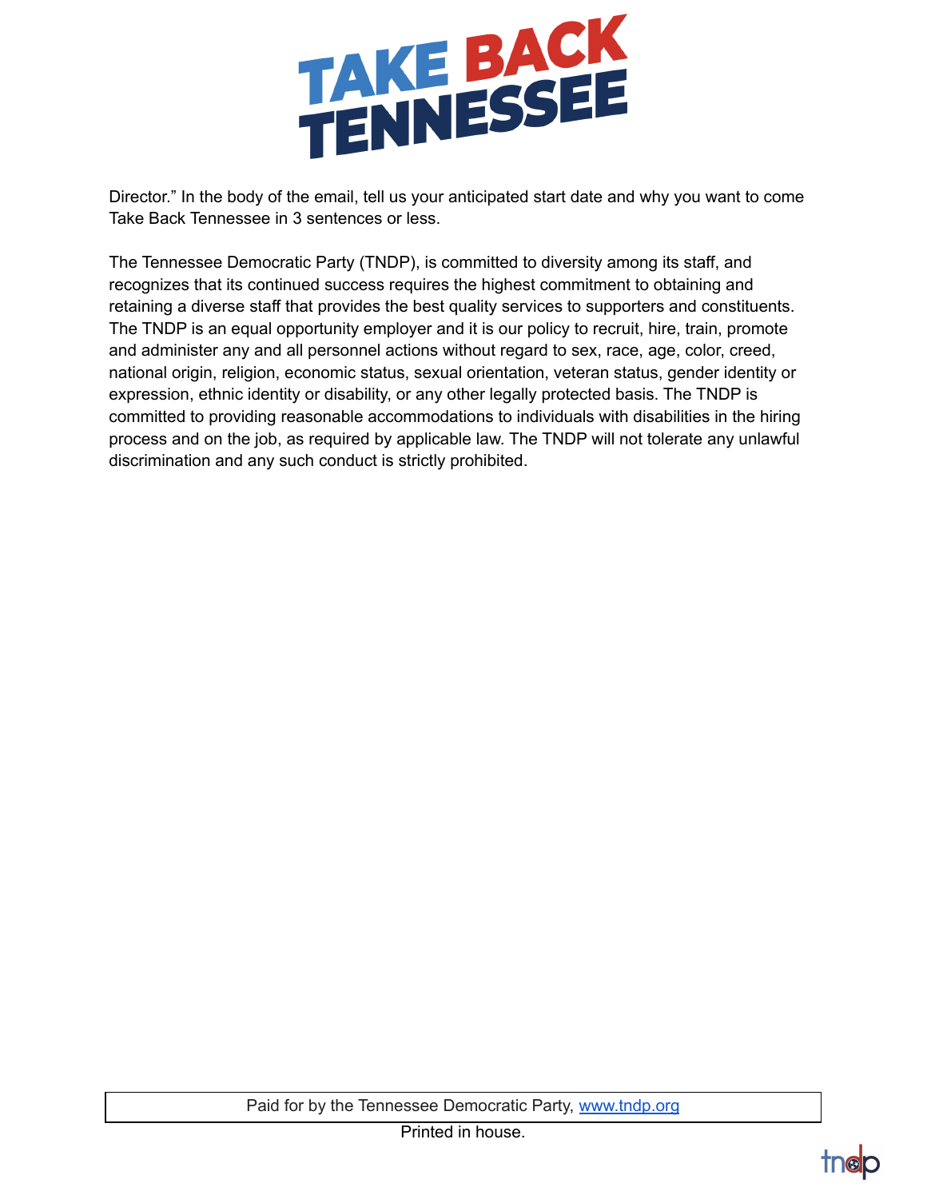Director.” In the body of the email, tell us your anticipated start date and why you want to come Take Back Tennessee in 3 sentences or less.

The Tennessee Democratic Party (TNDP), is committed to diversity among its staff, and recognizes that its continued success requires the highest commitment to obtaining and retaining a diverse staff that provides the best quality services to supporters and constituents. The TNDP is an equal opportunity employer and it is our policy to recruit, hire, train, promote and administer any and all personnel actions without regard to sex, race, age, color, creed, national origin, religion, economic status, sexual orientation, veteran status, gender identity or expression, ethnic identity or disability, or any other legally protected basis. The TNDP is committed to providing reasonable accommodations to individuals with disabilities in the hiring process and on the job, as required by applicable law. The TNDP will not tolerate any unlawful discrimination and any such conduct is strictly prohibited.

Paid for by the Tennessee Democratic Party, www.tndp.org

Printed in house.